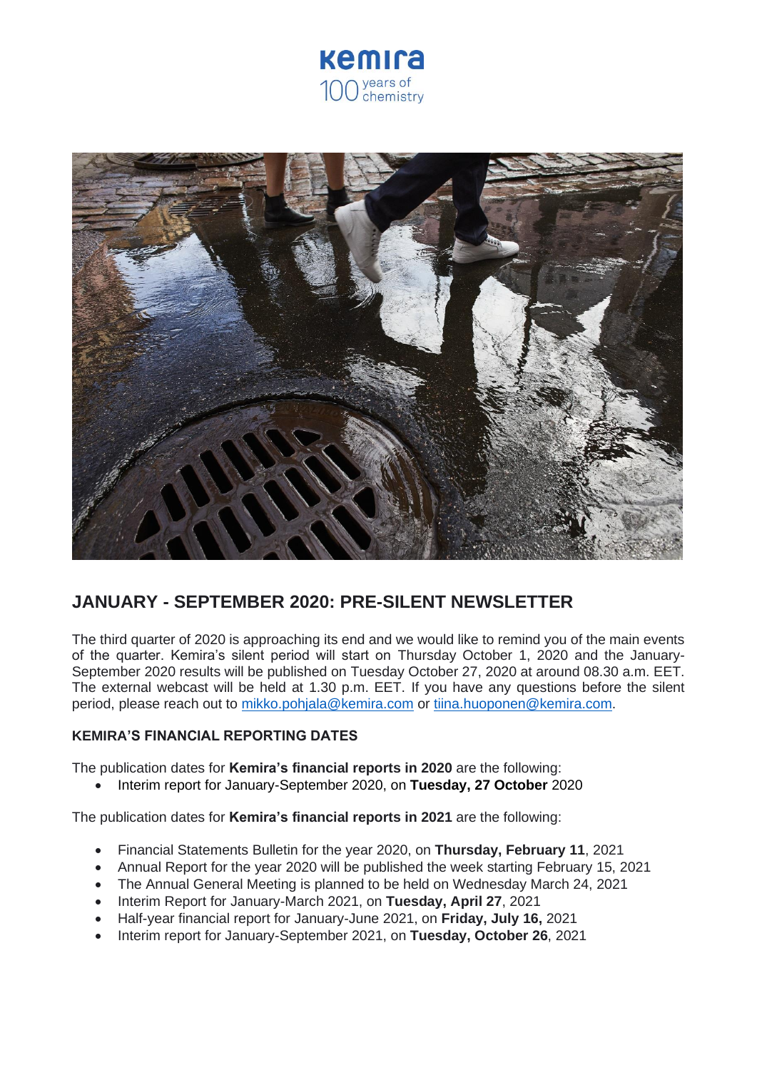Kemira
100 years of chemistry

## JANUARY - SEPTEMBER 2020: PRE-SILENT NEWSLETTER

The third quarter of 2020 is approaching its end and we would like to remind you of the main events of the quarter. Kemira's silent period will start on Thursday October 1, 2020 and the January-September 2020 results will be published on Tuesday October 27, 2020 at around 08.30 a.m. EET. The external webcast will be held at 1.30 p.m. EET. If you have any questions before the silent period, please reach out to mikko.pohjala@kemira.com or tiina.huoponen@kemira.com.

### KEMIRA'S FINANCIAL REPORTING DATES

The publication dates for **Kemira's financial reports in 2020** are the following:

- Interim report for January-September 2020, on **Tuesday, 27 October** 2020

The publication dates for **Kemira's financial reports in 2021** are the following:

- Financial Statements Bulletin for the year 2020, on **Thursday, February 11**, 2021
- Annual Report for the year 2020 will be published the week starting February 15, 2021
- The Annual General Meeting is planned to be held on Wednesday March 24, 2021
- Interim Report for January-March 2021, on **Tuesday, April 27**, 2021
- Half-year financial report for January-June 2021, on **Friday, July 16,** 2021
- Interim report for January-September 2021, on **Tuesday, October 26**, 2021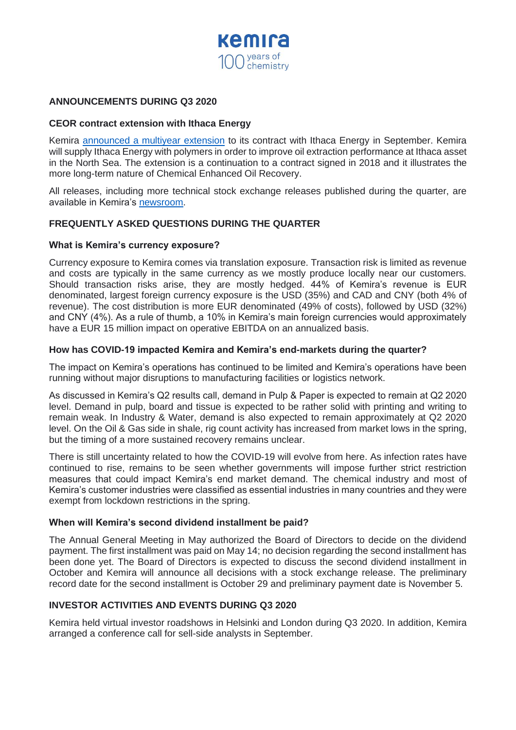## ANNOUNCEMENTS DURING Q3 2020

### CEOR contract extension with Ithaca Energy

Kemira [announced a multiyear extension](#) to its contract with Ithaca Energy in September. Kemira will supply Ithaca Energy with polymers in order to improve oil extraction performance at Ithaca asset in the North Sea. The extension is a continuation to a contract signed in 2018 and it illustrates the more long-term nature of Chemical Enhanced Oil Recovery.

All releases, including more technical stock exchange releases published during the quarter, are available in Kemira's [newsroom](#).

## FREQUENTLY ASKED QUESTIONS DURING THE QUARTER

### What is Kemira's currency exposure?

Currency exposure to Kemira comes via translation exposure. Transaction risk is limited as revenue and costs are typically in the same currency as we mostly produce locally near our customers. Should transaction risks arise, they are mostly hedged. 44% of Kemira's revenue is EUR denominated, largest foreign currency exposure is the USD (35%) and CAD and CNY (both 4% of revenue). The cost distribution is more EUR denominated (49% of costs), followed by USD (32%) and CNY (4%). As a rule of thumb, a 10% in Kemira's main foreign currencies would approximately have a EUR 15 million impact on operative EBITDA on an annualized basis.

### How has COVID-19 impacted Kemira and Kemira's end-markets during the quarter?

The impact on Kemira's operations has continued to be limited and Kemira's operations have been running without major disruptions to manufacturing facilities or logistics network.

As discussed in Kemira's Q2 results call, demand in Pulp & Paper is expected to remain at Q2 2020 level. Demand in pulp, board and tissue is expected to be rather solid with printing and writing to remain weak. In Industry & Water, demand is also expected to remain approximately at Q2 2020 level. On the Oil & Gas side in shale, rig count activity has increased from market lows in the spring, but the timing of a more sustained recovery remains unclear.

There is still uncertainty related to how the COVID-19 will evolve from here. As infection rates have continued to rise, remains to be seen whether governments will impose further strict restriction measures that could impact Kemira's end market demand. The chemical industry and most of Kemira's customer industries were classified as essential industries in many countries and they were exempt from lockdown restrictions in the spring.

### When will Kemira's second dividend installment be paid?

The Annual General Meeting in May authorized the Board of Directors to decide on the dividend payment. The first installment was paid on May 14; no decision regarding the second installment has been done yet. The Board of Directors is expected to discuss the second dividend installment in October and Kemira will announce all decisions with a stock exchange release. The preliminary record date for the second installment is October 29 and preliminary payment date is November 5.

## INVESTOR ACTIVITIES AND EVENTS DURING Q3 2020

Kemira held virtual investor roadshows in Helsinki and London during Q3 2020. In addition, Kemira arranged a conference call for sell-side analysts in September.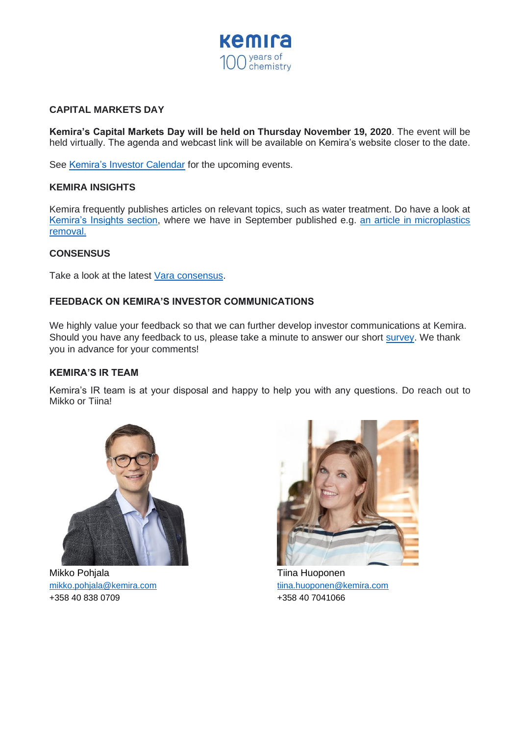## CAPITAL MARKETS DAY

**Kemira's Capital Markets Day will be held on Thursday November 19, 2020**. The event will be held virtually. The agenda and webcast link will be available on Kemira's website closer to the date.

See Kemira's Investor Calendar for the upcoming events.

## KEMIRA INSIGHTS

Kemira frequently publishes articles on relevant topics, such as water treatment. Do have a look at Kemira's Insights section, where we have in September published e.g. an article in microplastics removal.

## CONSENSUS

Take a look at the latest Vara consensus.

## FEEDBACK ON KEMIRA'S INVESTOR COMMUNICATIONS

We highly value your feedback so that we can further develop investor communications at Kemira. Should you have any feedback to us, please take a minute to answer our short survey. We thank you in advance for your comments!

## KEMIRA'S IR TEAM

Kemira's IR team is at your disposal and happy to help you with any questions. Do reach out to Mikko or Tiina!

Mikko Pohjala
mikko.pohjala@kemira.com
+358 40 838 0709

Tiina Huoponen
tiina.huoponen@kemira.com
+358 40 7041066